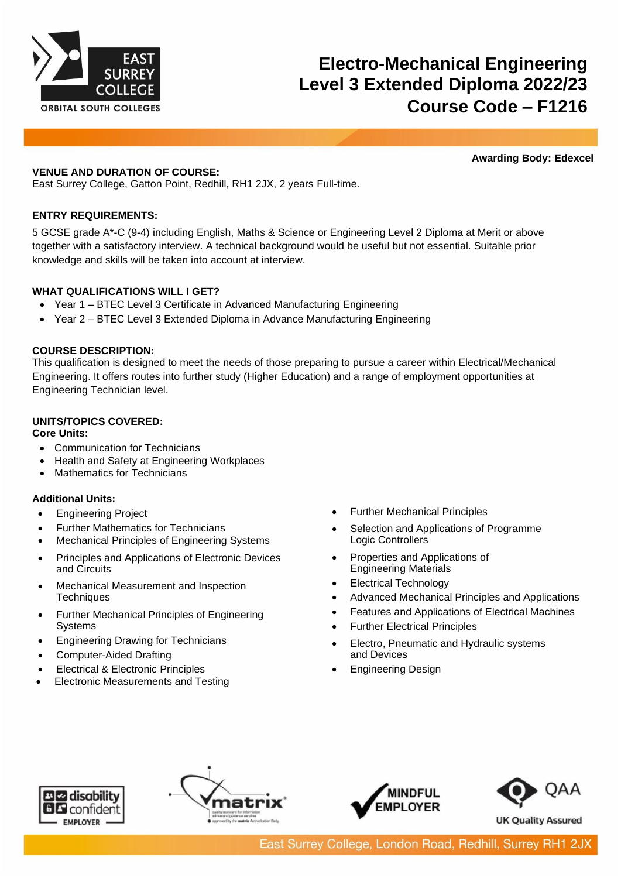# Electro-Mechanical Engineering Level 3 Extended Diploma 2022/23 Course Code – F1216

**Awarding Body: Edexcel**

**VENUE AND DURATION OF COURSE:**
East Surrey College, Gatton Point, Redhill, RH1 2JX, 2 years Full-time.

**ENTRY REQUIREMENTS:**

5 GCSE grade A*-C (9-4) including English, Maths & Science or Engineering Level 2 Diploma at Merit or above together with a satisfactory interview. A technical background would be useful but not essential. Suitable prior knowledge and skills will be taken into account at interview.

**WHAT QUALIFICATIONS WILL I GET?**

- Year 1 – BTEC Level 3 Certificate in Advanced Manufacturing Engineering
- Year 2 – BTEC Level 3 Extended Diploma in Advance Manufacturing Engineering

**COURSE DESCRIPTION:**
This qualification is designed to meet the needs of those preparing to pursue a career within Electrical/Mechanical Engineering. It offers routes into further study (Higher Education) and a range of employment opportunities at Engineering Technician level.

**UNITS/TOPICS COVERED:**
**Core Units:**

- Communication for Technicians
- Health and Safety at Engineering Workplaces
- Mathematics for Technicians

**Additional Units:**

- Engineering Project
- Further Mathematics for Technicians
- Mechanical Principles of Engineering Systems
- Principles and Applications of Electronic Devices and Circuits
- Mechanical Measurement and Inspection Techniques
- Further Mechanical Principles of Engineering Systems
- Engineering Drawing for Technicians
- Computer-Aided Drafting
- Electrical & Electronic Principles
- Electronic Measurements and Testing
- Further Mechanical Principles
- Selection and Applications of Programme Logic Controllers
- Properties and Applications of Engineering Materials
- Electrical Technology
- Advanced Mechanical Principles and Applications
- Features and Applications of Electrical Machines
- Further Electrical Principles
- Electro, Pneumatic and Hydraulic systems and Devices
- Engineering Design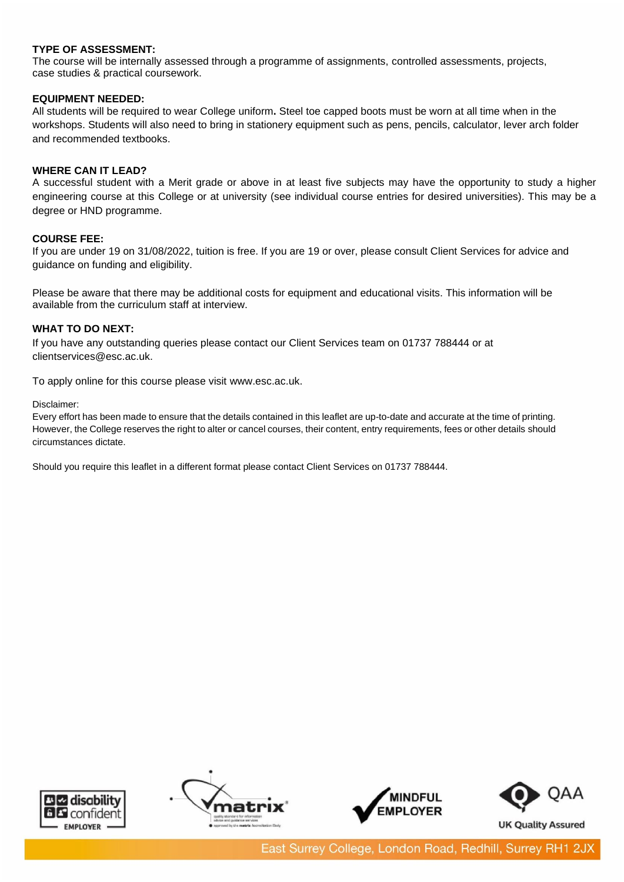**TYPE OF ASSESSMENT:**
The course will be internally assessed through a programme of assignments, controlled assessments, projects, case studies & practical coursework.

**EQUIPMENT NEEDED:**
All students will be required to wear College uniform**.** Steel toe capped boots must be worn at all time when in the workshops. Students will also need to bring in stationery equipment such as pens, pencils, calculator, lever arch folder and recommended textbooks.

**WHERE CAN IT LEAD?**
A successful student with a Merit grade or above in at least five subjects may have the opportunity to study a higher engineering course at this College or at university (see individual course entries for desired universities). This may be a degree or HND programme.

**COURSE FEE:**
If you are under 19 on 31/08/2022, tuition is free. If you are 19 or over, please consult Client Services for advice and guidance on funding and eligibility.

Please be aware that there may be additional costs for equipment and educational visits. This information will be available from the curriculum staff at interview.

**WHAT TO DO NEXT:**
If you have any outstanding queries please contact our Client Services team on 01737 788444 or at clientservices@esc.ac.uk.

To apply online for this course please visit www.esc.ac.uk.

Disclaimer:
Every effort has been made to ensure that the details contained in this leaflet are up-to-date and accurate at the time of printing. However, the College reserves the right to alter or cancel courses, their content, entry requirements, fees or other details should circumstances dictate.

Should you require this leaflet in a different format please contact Client Services on 01737 788444.

disability confident EMPLOYER

matrix

MINDFUL EMPLOYER

QAA UK Quality Assured

East Surrey College, London Road, Redhill, Surrey RH1 2JX